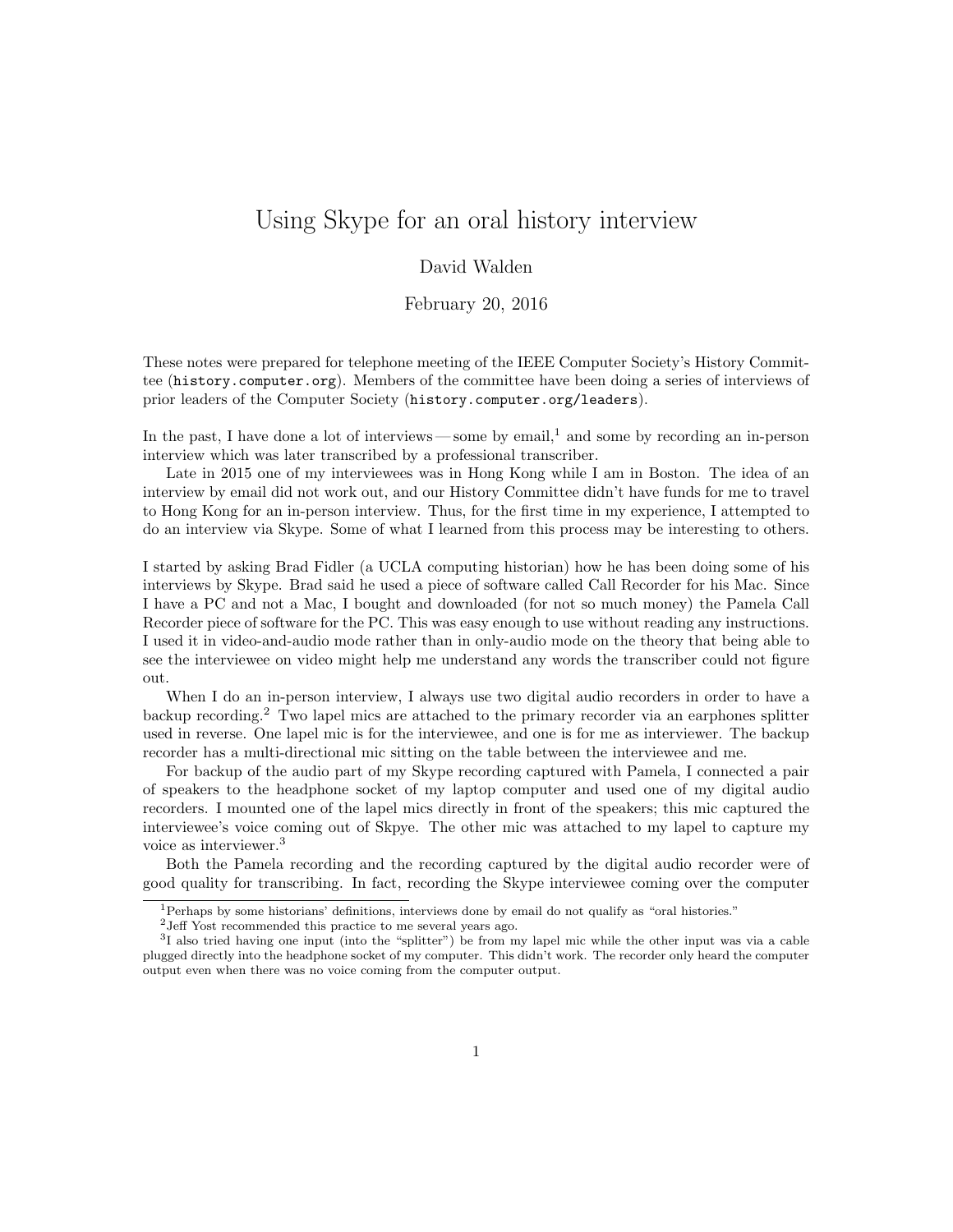// Using Skype for an oral history interview

# Using Skype for an oral history interview

David Walden

February 20, 2016

These notes were prepared for telephone meeting of the IEEE Computer Society's History Committee (`history.computer.org`). Members of the committee have been doing a series of interviews of prior leaders of the Computer Society (`history.computer.org/leaders`).

In the past, I have done a lot of interviews — some by email,[1] and some by recording an in-person interview which was later transcribed by a professional transcriber.

Late in 2015 one of my interviewees was in Hong Kong while I am in Boston. The idea of an interview by email did not work out, and our History Committee didn't have funds for me to travel to Hong Kong for an in-person interview. Thus, for the first time in my experience, I attempted to do an interview via Skype. Some of what I learned from this process may be interesting to others.

I started by asking Brad Fidler (a UCLA computing historian) how he has been doing some of his interviews by Skype. Brad said he used a piece of software called Call Recorder for his Mac. Since I have a PC and not a Mac, I bought and downloaded (for not so much money) the Pamela Call Recorder piece of software for the PC. This was easy enough to use without reading any instructions. I used it in video-and-audio mode rather than in only-audio mode on the theory that being able to see the interviewee on video might help me understand any words the transcriber could not figure out.

When I do an in-person interview, I always use two digital audio recorders in order to have a backup recording.[2] Two lapel mics are attached to the primary recorder via an earphones splitter used in reverse. One lapel mic is for the interviewee, and one is for me as interviewer. The backup recorder has a multi-directional mic sitting on the table between the interviewee and me.

For backup of the audio part of my Skype recording captured with Pamela, I connected a pair of speakers to the headphone socket of my laptop computer and used one of my digital audio recorders. I mounted one of the lapel mics directly in front of the speakers; this mic captured the interviewee's voice coming out of Skpye. The other mic was attached to my lapel to capture my voice as interviewer.[3]

Both the Pamela recording and the recording captured by the digital audio recorder were of good quality for transcribing. In fact, recording the Skype interviewee coming over the computer

---

[1] Perhaps by some historians' definitions, interviews done by email do not qualify as "oral histories."

[2] Jeff Yost recommended this practice to me several years ago.

[3] I also tried having one input (into the "splitter") be from my lapel mic while the other input was via a cable plugged directly into the headphone socket of my computer. This didn't work. The recorder only heard the computer output even when there was no voice coming from the computer output.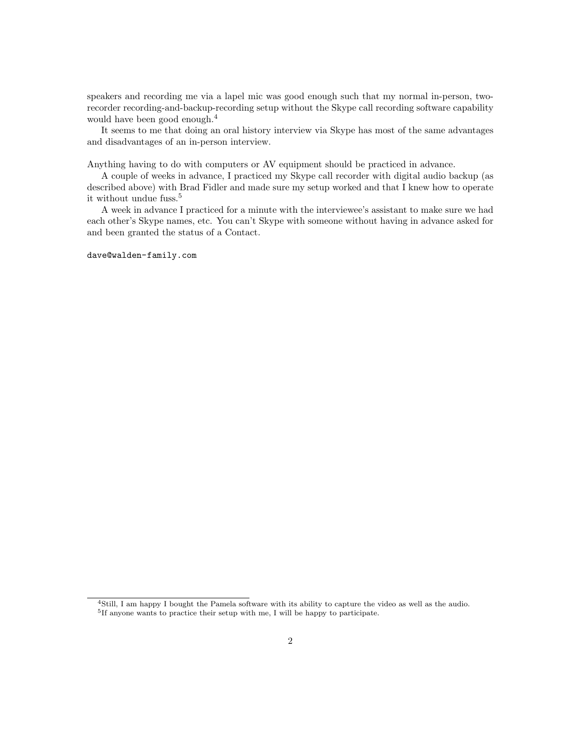speakers and recording me via a lapel mic was good enough such that my normal in-person, two-recorder recording-and-backup-recording setup without the Skype call recording software capability would have been good enough.[4]

It seems to me that doing an oral history interview via Skype has most of the same advantages and disadvantages of an in-person interview.

Anything having to do with computers or AV equipment should be practiced in advance.

A couple of weeks in advance, I practiced my Skype call recorder with digital audio backup (as described above) with Brad Fidler and made sure my setup worked and that I knew how to operate it without undue fuss.[5]

A week in advance I practiced for a minute with the interviewee's assistant to make sure we had each other's Skype names, etc. You can't Skype with someone without having in advance asked for and been granted the status of a Contact.

`dave@walden-family.com`

---

[4] Still, I am happy I bought the Pamela software with its ability to capture the video as well as the audio.

[5] If anyone wants to practice their setup with me, I will be happy to participate.